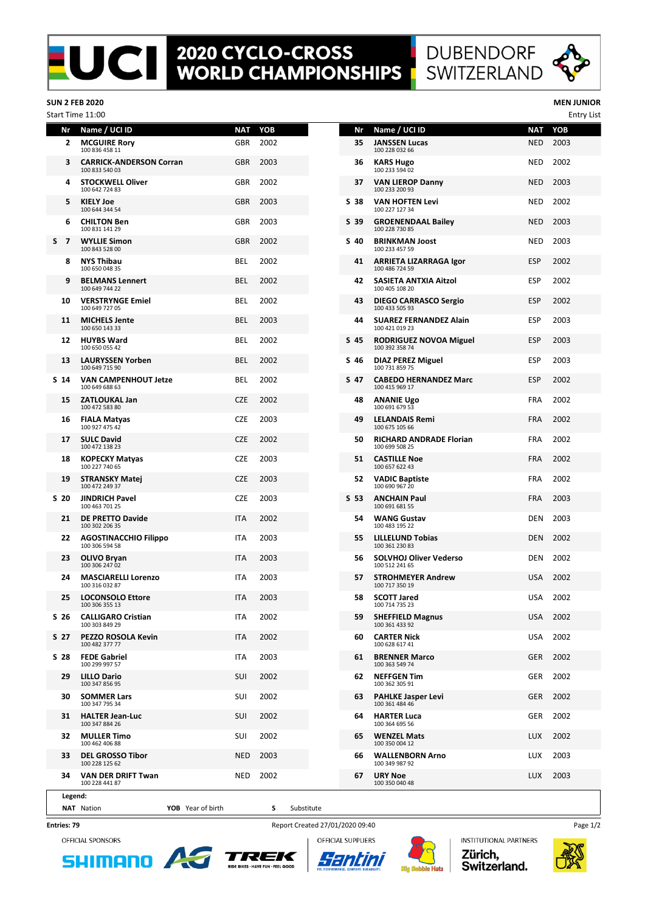# 2020 CYCLO-CROSS WORLD CHAMPIONSHIPS

## DUBENDORF SWITZERLAND

**SUN 2 FEB 2020**

Start Time 11:00

**MEN JUNIOR**

Entry List

| | Nr | Name / UCI ID | NAT | YOB |
|---|---|---|---|---|
| | 2 | **MCGUIRE Rory** 100 836 458 11 | GBR | 2002 |
| | 3 | **CARRICK-ANDERSON Corran** 100 833 540 03 | GBR | 2003 |
| | 4 | **STOCKWELL Oliver** 100 642 724 83 | GBR | 2002 |
| | 5 | **KIELY Joe** 100 644 344 54 | GBR | 2003 |
| | 6 | **CHILTON Ben** 100 831 141 29 | GBR | 2003 |
| S | 7 | **WYLLIE Simon** 100 843 528 00 | GBR | 2002 |
| | 8 | **NYS Thibau** 100 650 048 35 | BEL | 2002 |
| | 9 | **BELMANS Lennert** 100 649 744 22 | BEL | 2002 |
| | 10 | **VERSTRYNGE Emiel** 100 649 727 05 | BEL | 2002 |
| | 11 | **MICHELS Jente** 100 650 143 33 | BEL | 2003 |
| | 12 | **HUYBS Ward** 100 650 055 42 | BEL | 2002 |
| | 13 | **LAURYSSEN Yorben** 100 649 715 90 | BEL | 2002 |
| S | 14 | **VAN CAMPENHOUT Jetze** 100 649 688 63 | BEL | 2002 |
| | 15 | **ZATLOUKAL Jan** 100 472 583 80 | CZE | 2002 |
| | 16 | **FIALA Matyas** 100 927 475 42 | CZE | 2003 |
| | 17 | **SULC David** 100 472 138 23 | CZE | 2002 |
| | 18 | **KOPECKY Matyas** 100 227 740 65 | CZE | 2003 |
| | 19 | **STRANSKY Matej** 100 472 249 37 | CZE | 2003 |
| S | 20 | **JINDRICH Pavel** 100 463 701 25 | CZE | 2003 |
| | 21 | **DE PRETTO Davide** 100 302 206 35 | ITA | 2002 |
| | 22 | **AGOSTINACCHIO Filippo** 100 306 594 58 | ITA | 2003 |
| | 23 | **OLIVO Bryan** 100 306 247 02 | ITA | 2003 |
| | 24 | **MASCIARELLI Lorenzo** 100 316 032 87 | ITA | 2003 |
| | 25 | **LOCONSOLO Ettore** 100 306 355 13 | ITA | 2003 |
| S | 26 | **CALLIGARO Cristian** 100 303 849 29 | ITA | 2002 |
| S | 27 | **PEZZO ROSOLA Kevin** 100 482 377 77 | ITA | 2002 |
| S | 28 | **FEDE Gabriel** 100 299 997 57 | ITA | 2003 |
| | 29 | **LILLO Dario** 100 347 856 95 | SUI | 2002 |
| | 30 | **SOMMER Lars** 100 347 795 34 | SUI | 2002 |
| | 31 | **HALTER Jean-Luc** 100 347 884 26 | SUI | 2002 |
| | 32 | **MULLER Timo** 100 462 406 88 | SUI | 2002 |
| | 33 | **DEL GROSSO Tibor** 100 228 125 62 | NED | 2003 |
| | 34 | **VAN DER DRIFT Twan** 100 228 441 87 | NED | 2002 |
| | 35 | **JANSSEN Lucas** 100 228 032 66 | NED | 2003 |
| | 36 | **KARS Hugo** 100 233 594 02 | NED | 2002 |
| | 37 | **VAN LIEROP Danny** 100 233 200 93 | NED | 2003 |
| S | 38 | **VAN HOFTEN Levi** 100 227 127 34 | NED | 2002 |
| S | 39 | **GROENENDAAL Bailey** 100 228 730 85 | NED | 2003 |
| S | 40 | **BRINKMAN Joost** 100 233 457 59 | NED | 2003 |
| | 41 | **ARRIETA LIZARRAGA Igor** 100 486 724 59 | ESP | 2002 |
| | 42 | **SASIETA ANTXIA Aitzol** 100 405 108 20 | ESP | 2002 |
| | 43 | **DIEGO CARRASCO Sergio** 100 433 505 93 | ESP | 2002 |
| | 44 | **SUAREZ FERNANDEZ Alain** 100 421 019 23 | ESP | 2003 |
| S | 45 | **RODRIGUEZ NOVOA Miguel** 100 392 358 74 | ESP | 2003 |
| S | 46 | **DIAZ PEREZ Miguel** 100 731 859 75 | ESP | 2003 |
| S | 47 | **CABEDO HERNANDEZ Marc** 100 415 969 17 | ESP | 2002 |
| | 48 | **ANANIE Ugo** 100 691 679 53 | FRA | 2002 |
| | 49 | **LELANDAIS Remi** 100 675 105 66 | FRA | 2002 |
| | 50 | **RICHARD ANDRADE Florian** 100 699 508 25 | FRA | 2002 |
| | 51 | **CASTILLE Noe** 100 657 622 43 | FRA | 2002 |
| | 52 | **VADIC Baptiste** 100 690 967 20 | FRA | 2002 |
| S | 53 | **ANCHAIN Paul** 100 691 681 55 | FRA | 2003 |
| | 54 | **WANG Gustav** 100 483 195 22 | DEN | 2003 |
| | 55 | **LILLELUND Tobias** 100 361 230 83 | DEN | 2002 |
| | 56 | **SOLVHOJ Oliver Vederso** 100 512 241 65 | DEN | 2002 |
| | 57 | **STROHMEYER Andrew** 100 717 350 19 | USA | 2002 |
| | 58 | **SCOTT Jared** 100 714 735 23 | USA | 2002 |
| | 59 | **SHEFFIELD Magnus** 100 361 433 92 | USA | 2002 |
| | 60 | **CARTER Nick** 100 628 617 41 | USA | 2002 |
| | 61 | **BRENNER Marco** 100 363 549 74 | GER | 2002 |
| | 62 | **NEFFGEN Tim** 100 362 305 91 | GER | 2002 |
| | 63 | **PAHLKE Jasper Levi** 100 361 484 46 | GER | 2002 |
| | 64 | **HARTER Luca** 100 364 695 56 | GER | 2002 |
| | 65 | **WENZEL Mats** 100 350 004 12 | LUX | 2002 |
| | 66 | **WALLENBORN Arno** 100 349 987 92 | LUX | 2003 |
| | 67 | **URY Noe** 100 350 040 48 | LUX | 2003 |

**Legend:**

**NAT** Nation **YOB** Year of birth **S** Substitute

**Entries: 79** Report Created 27/01/2020 09:40

OFFICIAL SPONSORS OFFICIAL SUPPLIERS INSTITUTIONAL PARTNERS

Zürich, Switzerland.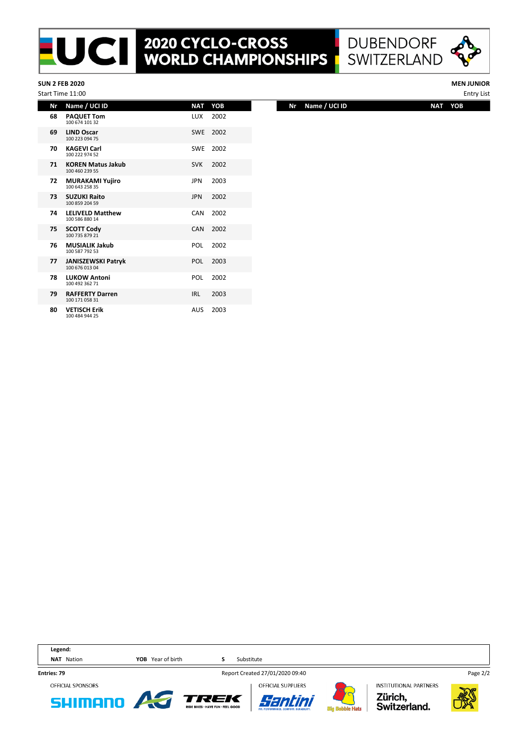# 2020 CYCLO-CROSS WORLD CHAMPIONSHIPS

DUBENDORF SWITZERLAND

**SUN 2 FEB 2020** **MEN JUNIOR**

Start Time 11:00 Entry List

| Nr | Name / UCI ID | NAT | YOB |
|---|---|---|---|
| 68 | **PAQUET Tom** 100 674 101 32 | LUX | 2002 |
| 69 | **LIND Oscar** 100 223 094 75 | SWE | 2002 |
| 70 | **KAGEVI Carl** 100 222 974 52 | SWE | 2002 |
| 71 | **KOREN Matus Jakub** 100 460 239 55 | SVK | 2002 |
| 72 | **MURAKAMI Yujiro** 100 643 258 35 | JPN | 2003 |
| 73 | **SUZUKI Raito** 100 859 204 59 | JPN | 2002 |
| 74 | **LELIVELD Matthew** 100 586 880 14 | CAN | 2002 |
| 75 | **SCOTT Cody** 100 735 879 21 | CAN | 2002 |
| 76 | **MUSIALIK Jakub** 100 587 792 53 | POL | 2002 |
| 77 | **JANISZEWSKI Patryk** 100 676 013 04 | POL | 2003 |
| 78 | **LUKOW Antoni** 100 492 362 71 | POL | 2002 |
| 79 | **RAFFERTY Darren** 100 171 058 31 | IRL | 2003 |
| 80 | **VETISCH Erik** 100 484 944 25 | AUS | 2003 |

**Legend:**
**NAT** Nation **YOB** Year of birth **S** Substitute

**Entries: 79** Report Created 27/01/2020 09:40

OFFICIAL SPONSORS OFFICIAL SUPPLIERS INSTITUTIONAL PARTNERS